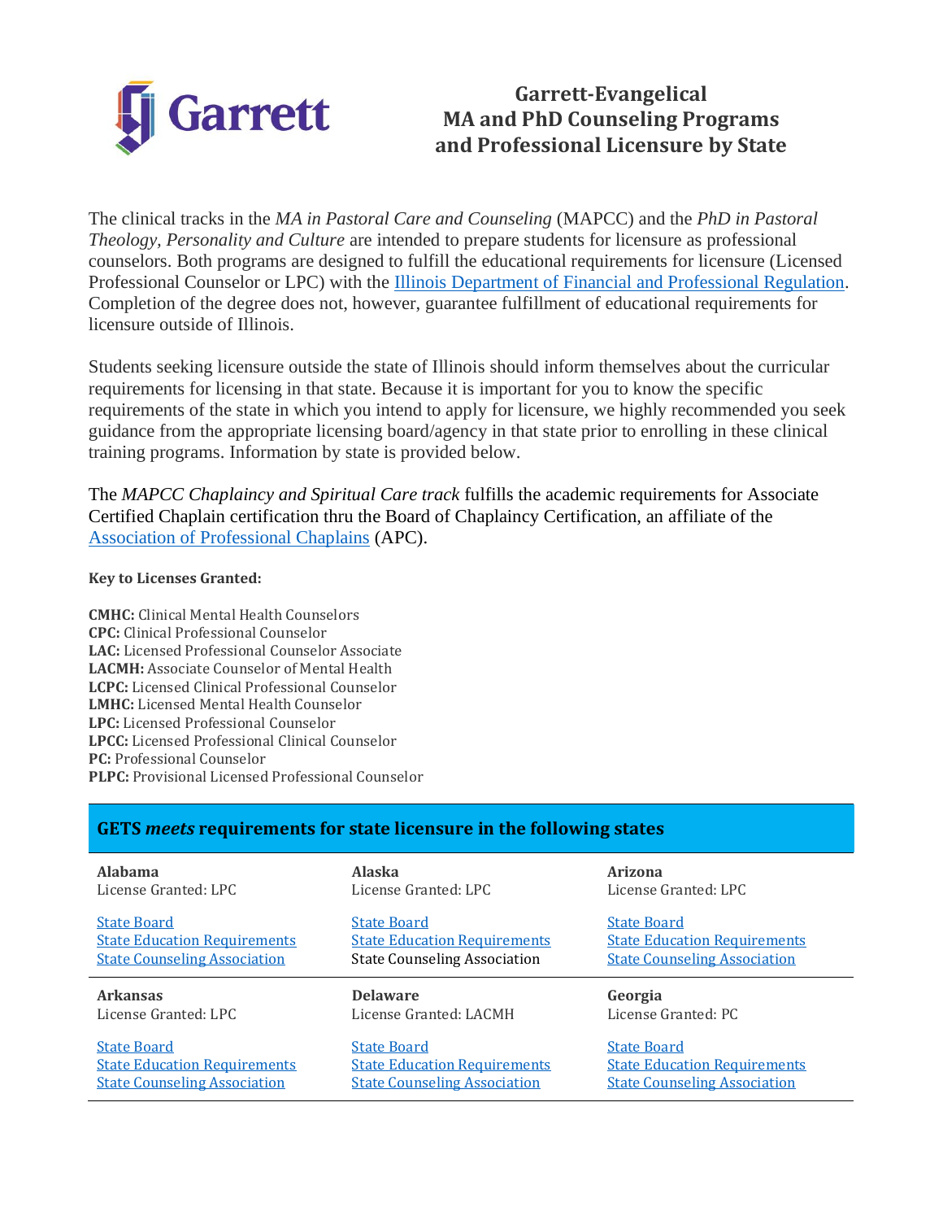# Garrett-Evangelical MA and PhD Counseling Programs and Professional Licensure by State

The clinical tracks in the *MA in Pastoral Care and Counseling* (MAPCC) and the *PhD in Pastoral Theology, Personality and Culture* are intended to prepare students for licensure as professional counselors. Both programs are designed to fulfill the educational requirements for licensure (Licensed Professional Counselor or LPC) with the [Illinois Department of Financial and Professional Regulation](). Completion of the degree does not, however, guarantee fulfillment of educational requirements for licensure outside of Illinois.

Students seeking licensure outside the state of Illinois should inform themselves about the curricular requirements for licensing in that state. Because it is important for you to know the specific requirements of the state in which you intend to apply for licensure, we highly recommended you seek guidance from the appropriate licensing board/agency in that state prior to enrolling in these clinical training programs. Information by state is provided below.

The *MAPCC Chaplaincy and Spiritual Care track* fulfills the academic requirements for Associate Certified Chaplain certification thru the Board of Chaplaincy Certification, an affiliate of the [Association of Professional Chaplains]() (APC).

**Key to Licenses Granted:**

**CMHC:** Clinical Mental Health Counselors
**CPC:** Clinical Professional Counselor
**LAC:** Licensed Professional Counselor Associate
**LACMH:** Associate Counselor of Mental Health
**LCPC:** Licensed Clinical Professional Counselor
**LMHC:** Licensed Mental Health Counselor
**LPC:** Licensed Professional Counselor
**LPCC:** Licensed Professional Clinical Counselor
**PC:** Professional Counselor
**PLPC:** Provisional Licensed Professional Counselor

## GETS *meets* requirements for state licensure in the following states

**Alabama**
License Granted: LPC

State Board
State Education Requirements
State Counseling Association

**Alaska**
License Granted: LPC

State Board
State Education Requirements
State Counseling Association

**Arizona**
License Granted: LPC

State Board
State Education Requirements
State Counseling Association

**Arkansas**
License Granted: LPC

State Board
State Education Requirements
State Counseling Association

**Delaware**
License Granted: LACMH

State Board
State Education Requirements
State Counseling Association

**Georgia**
License Granted: PC

State Board
State Education Requirements
State Counseling Association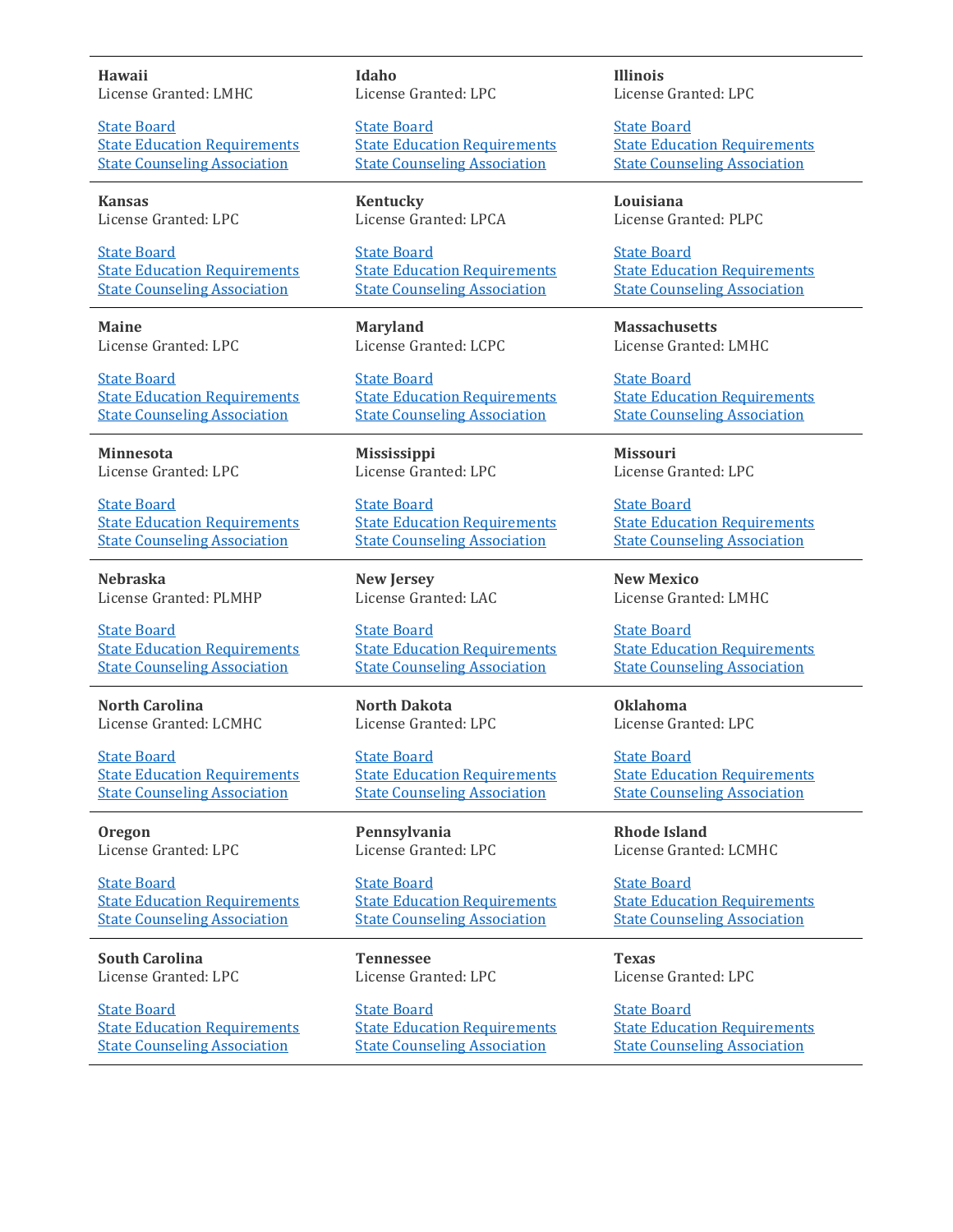**Hawaii**
License Granted: LMHC

State Board
State Education Requirements
State Counseling Association

**Idaho**
License Granted: LPC

State Board
State Education Requirements
State Counseling Association

**Illinois**
License Granted: LPC

State Board
State Education Requirements
State Counseling Association

**Kansas**
License Granted: LPC

State Board
State Education Requirements
State Counseling Association

**Kentucky**
License Granted: LPCA

State Board
State Education Requirements
State Counseling Association

**Louisiana**
License Granted: PLPC

State Board
State Education Requirements
State Counseling Association

**Maine**
License Granted: LPC

State Board
State Education Requirements
State Counseling Association

**Maryland**
License Granted: LCPC

State Board
State Education Requirements
State Counseling Association

**Massachusetts**
License Granted: LMHC

State Board
State Education Requirements
State Counseling Association

**Minnesota**
License Granted: LPC

State Board
State Education Requirements
State Counseling Association

**Mississippi**
License Granted: LPC

State Board
State Education Requirements
State Counseling Association

**Missouri**
License Granted: LPC

State Board
State Education Requirements
State Counseling Association

**Nebraska**
License Granted: PLMHP

State Board
State Education Requirements
State Counseling Association

**New Jersey**
License Granted: LAC

State Board
State Education Requirements
State Counseling Association

**New Mexico**
License Granted: LMHC

State Board
State Education Requirements
State Counseling Association

**North Carolina**
License Granted: LCMHC

State Board
State Education Requirements
State Counseling Association

**North Dakota**
License Granted: LPC

State Board
State Education Requirements
State Counseling Association

**Oklahoma**
License Granted: LPC

State Board
State Education Requirements
State Counseling Association

**Oregon**
License Granted: LPC

State Board
State Education Requirements
State Counseling Association

**Pennsylvania**
License Granted: LPC

State Board
State Education Requirements
State Counseling Association

**Rhode Island**
License Granted: LCMHC

State Board
State Education Requirements
State Counseling Association

**South Carolina**
License Granted: LPC

State Board
State Education Requirements
State Counseling Association

**Tennessee**
License Granted: LPC

State Board
State Education Requirements
State Counseling Association

**Texas**
License Granted: LPC

State Board
State Education Requirements
State Counseling Association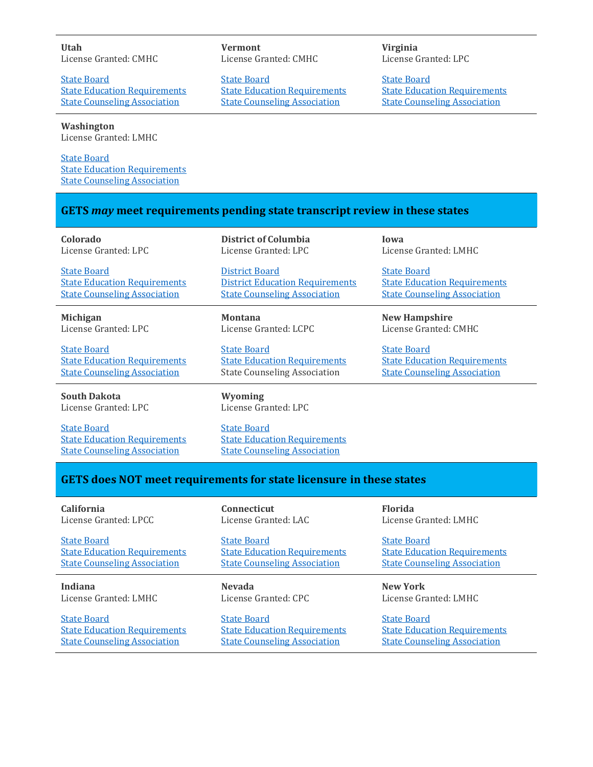**Utah**
License Granted: CMHC

State Board
State Education Requirements
State Counseling Association

**Vermont**
License Granted: CMHC

State Board
State Education Requirements
State Counseling Association

**Virginia**
License Granted: LPC

State Board
State Education Requirements
State Counseling Association

**Washington**
License Granted: LMHC

State Board
State Education Requirements
State Counseling Association

## GETS *may* meet requirements pending state transcript review in these states

**Colorado**
License Granted: LPC

State Board
State Education Requirements
State Counseling Association

**District of Columbia**
License Granted: LPC

District Board
District Education Requirements
State Counseling Association

**Iowa**
License Granted: LMHC

State Board
State Education Requirements
State Counseling Association

**Michigan**
License Granted: LPC

State Board
State Education Requirements
State Counseling Association

**Montana**
License Granted: LCPC

State Board
State Education Requirements
State Counseling Association

**New Hampshire**
License Granted: CMHC

State Board
State Education Requirements
State Counseling Association

**South Dakota**
License Granted: LPC

State Board
State Education Requirements
State Counseling Association

**Wyoming**
License Granted: LPC

State Board
State Education Requirements
State Counseling Association

## GETS does NOT meet requirements for state licensure in these states

**California**
License Granted: LPCC

State Board
State Education Requirements
State Counseling Association

**Connecticut**
License Granted: LAC

State Board
State Education Requirements
State Counseling Association

**Florida**
License Granted: LMHC

State Board
State Education Requirements
State Counseling Association

**Indiana**
License Granted: LMHC

State Board
State Education Requirements
State Counseling Association

**Nevada**
License Granted: CPC

State Board
State Education Requirements
State Counseling Association

**New York**
License Granted: LMHC

State Board
State Education Requirements
State Counseling Association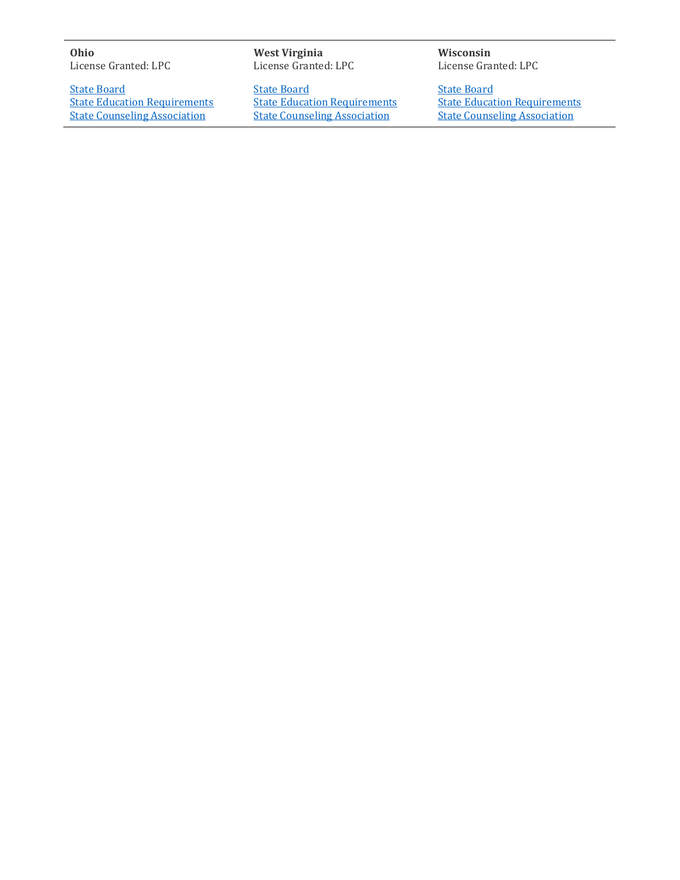| | | |
|---|---|---|
| **Ohio**<br>License Granted: LPC<br><br>State Board<br>State Education Requirements<br>State Counseling Association | **West Virginia**<br>License Granted: LPC<br><br>State Board<br>State Education Requirements<br>State Counseling Association | **Wisconsin**<br>License Granted: LPC<br><br>State Board<br>State Education Requirements<br>State Counseling Association |